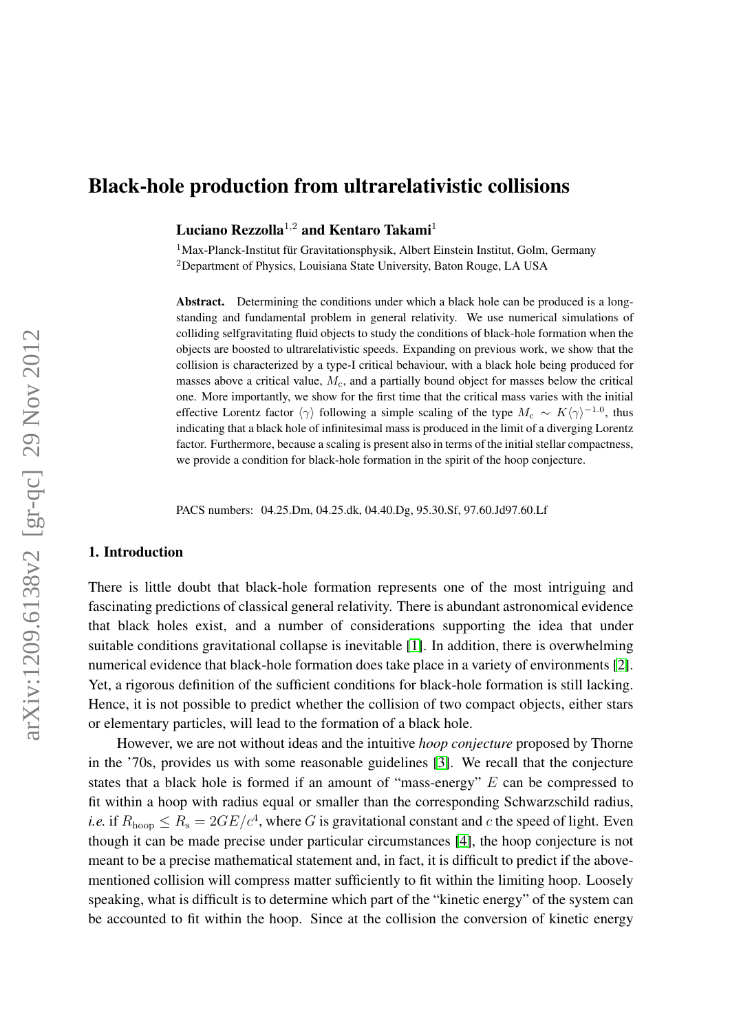# Black-hole production from ultrarelativistic collisions

**Luciano Rezzolla**[1,2] **and Kentaro Takami**[1]

[1]Max-Planck-Institut für Gravitationsphysik, Albert Einstein Institut, Golm, Germany
[2]Department of Physics, Louisiana State University, Baton Rouge, LA USA

**Abstract.** Determining the conditions under which a black hole can be produced is a long-standing and fundamental problem in general relativity. We use numerical simulations of colliding selfgravitating fluid objects to study the conditions of black-hole formation when the objects are boosted to ultrarelativistic speeds. Expanding on previous work, we show that the collision is characterized by a type-I critical behaviour, with a black hole being produced for masses above a critical value, $M_c$, and a partially bound object for masses below the critical one. More importantly, we show for the first time that the critical mass varies with the initial effective Lorentz factor $\langle\gamma\rangle$ following a simple scaling of the type $M_c \sim K\langle\gamma\rangle^{-1.0}$, thus indicating that a black hole of infinitesimal mass is produced in the limit of a diverging Lorentz factor. Furthermore, because a scaling is present also in terms of the initial stellar compactness, we provide a condition for black-hole formation in the spirit of the hoop conjecture.

PACS numbers: 04.25.Dm, 04.25.dk, 04.40.Dg, 95.30.Sf, 97.60.Jd97.60.Lf

## 1. Introduction

There is little doubt that black-hole formation represents one of the most intriguing and fascinating predictions of classical general relativity. There is abundant astronomical evidence that black holes exist, and a number of considerations supporting the idea that under suitable conditions gravitational collapse is inevitable [1]. In addition, there is overwhelming numerical evidence that black-hole formation does take place in a variety of environments [2]. Yet, a rigorous definition of the sufficient conditions for black-hole formation is still lacking. Hence, it is not possible to predict whether the collision of two compact objects, either stars or elementary particles, will lead to the formation of a black hole.

However, we are not without ideas and the intuitive *hoop conjecture* proposed by Thorne in the '70s, provides us with some reasonable guidelines [3]. We recall that the conjecture states that a black hole is formed if an amount of "mass-energy" $E$ can be compressed to fit within a hoop with radius equal or smaller than the corresponding Schwarzschild radius, *i.e.* if $R_{\rm hoop} \leq R_{\rm s} = 2GE/c^4$, where $G$ is gravitational constant and $c$ the speed of light. Even though it can be made precise under particular circumstances [4], the hoop conjecture is not meant to be a precise mathematical statement and, in fact, it is difficult to predict if the above-mentioned collision will compress matter sufficiently to fit within the limiting hoop. Loosely speaking, what is difficult is to determine which part of the "kinetic energy" of the system can be accounted to fit within the hoop. Since at the collision the conversion of kinetic energy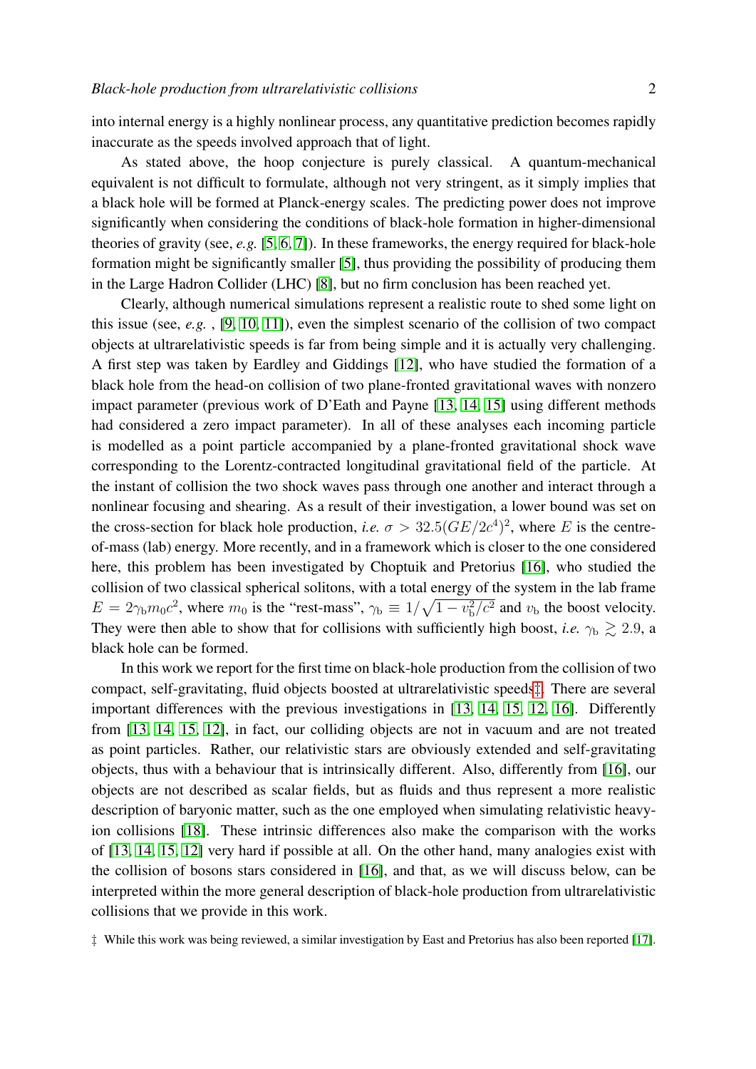into internal energy is a highly nonlinear process, any quantitative prediction becomes rapidly inaccurate as the speeds involved approach that of light.

As stated above, the hoop conjecture is purely classical. A quantum-mechanical equivalent is not difficult to formulate, although not very stringent, as it simply implies that a black hole will be formed at Planck-energy scales. The predicting power does not improve significantly when considering the conditions of black-hole formation in higher-dimensional theories of gravity (see, *e.g.* [5, 6, 7]). In these frameworks, the energy required for black-hole formation might be significantly smaller [5], thus providing the possibility of producing them in the Large Hadron Collider (LHC) [8], but no firm conclusion has been reached yet.

Clearly, although numerical simulations represent a realistic route to shed some light on this issue (see, *e.g.* , [9, 10, 11]), even the simplest scenario of the collision of two compact objects at ultrarelativistic speeds is far from being simple and it is actually very challenging. A first step was taken by Eardley and Giddings [12], who have studied the formation of a black hole from the head-on collision of two plane-fronted gravitational waves with nonzero impact parameter (previous work of D'Eath and Payne [13, 14, 15] using different methods had considered a zero impact parameter). In all of these analyses each incoming particle is modelled as a point particle accompanied by a plane-fronted gravitational shock wave corresponding to the Lorentz-contracted longitudinal gravitational field of the particle. At the instant of collision the two shock waves pass through one another and interact through a nonlinear focusing and shearing. As a result of their investigation, a lower bound was set on the cross-section for black hole production, *i.e.* $\sigma > 32.5(GE/2c^4)^2$, where $E$ is the centre-of-mass (lab) energy. More recently, and in a framework which is closer to the one considered here, this problem has been investigated by Choptuik and Pretorius [16], who studied the collision of two classical spherical solitons, with a total energy of the system in the lab frame $E = 2\gamma_{\rm b} m_0 c^2$, where $m_0$ is the "rest-mass", $\gamma_{\rm b} \equiv 1/\sqrt{1 - v_{\rm b}^2/c^2}$ and $v_{\rm b}$ the boost velocity. They were then able to show that for collisions with sufficiently high boost, *i.e.* $\gamma_{\rm b} \gtrsim 2.9$, a black hole can be formed.

In this work we report for the first time on black-hole production from the collision of two compact, self-gravitating, fluid objects boosted at ultrarelativistic speeds‡. There are several important differences with the previous investigations in [13, 14, 15, 12, 16]. Differently from [13, 14, 15, 12], in fact, our colliding objects are not in vacuum and are not treated as point particles. Rather, our relativistic stars are obviously extended and self-gravitating objects, thus with a behaviour that is intrinsically different. Also, differently from [16], our objects are not described as scalar fields, but as fluids and thus represent a more realistic description of baryonic matter, such as the one employed when simulating relativistic heavy-ion collisions [18]. These intrinsic differences also make the comparison with the works of [13, 14, 15, 12] very hard if possible at all. On the other hand, many analogies exist with the collision of bosons stars considered in [16], and that, as we will discuss below, can be interpreted within the more general description of black-hole production from ultrarelativistic collisions that we provide in this work.

‡ While this work was being reviewed, a similar investigation by East and Pretorius has also been reported [17].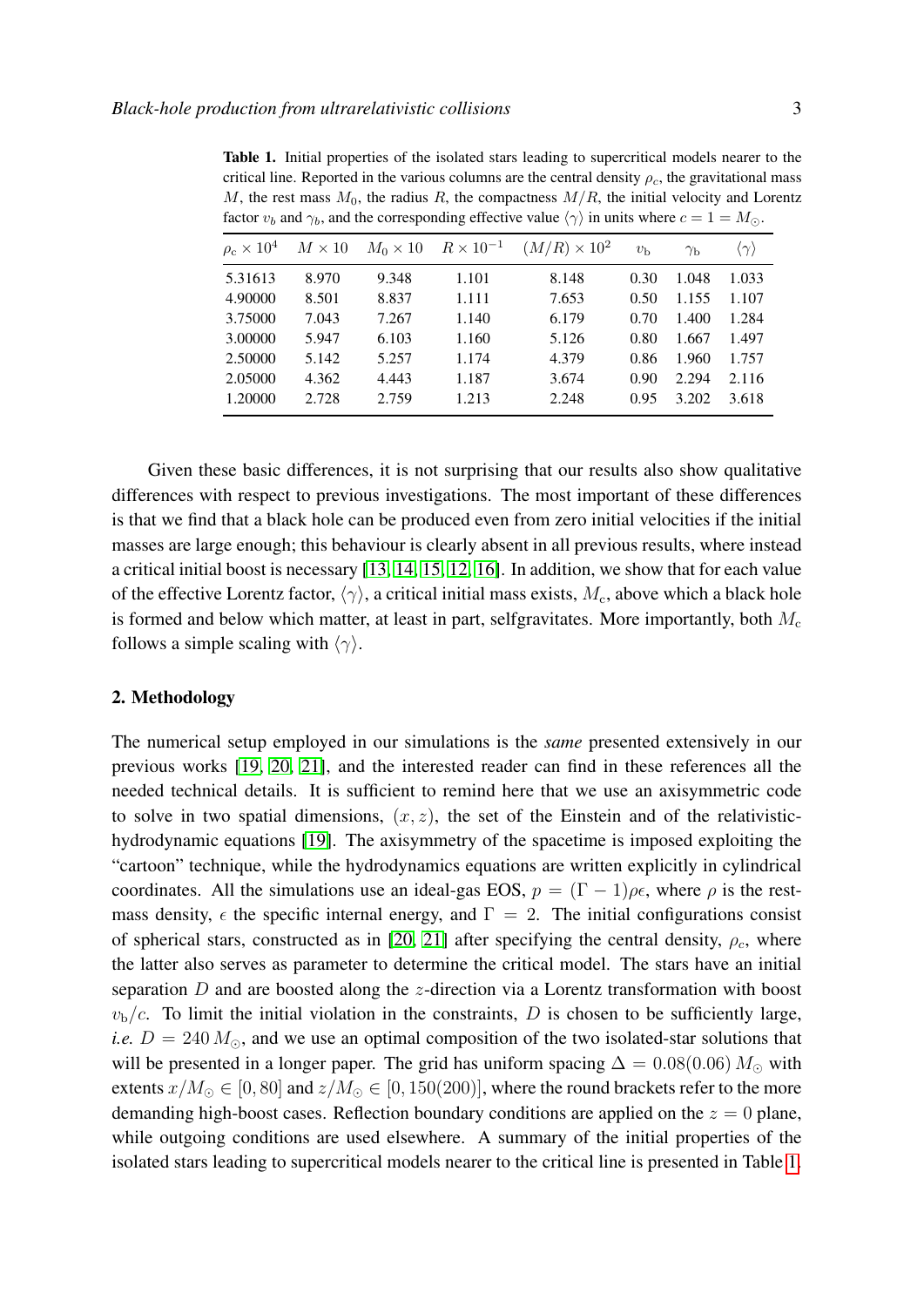**Table 1.** Initial properties of the isolated stars leading to supercritical models nearer to the critical line. Reported in the various columns are the central density $\rho_c$, the gravitational mass $M$, the rest mass $M_0$, the radius $R$, the compactness $M/R$, the initial velocity and Lorentz factor $v_b$ and $\gamma_b$, and the corresponding effective value $\langle\gamma\rangle$ in units where $c = 1 = M_\odot$.

| $\rho_c \times 10^4$ | $M \times 10$ | $M_0 \times 10$ | $R \times 10^{-1}$ | $(M/R) \times 10^2$ | $v_b$ | $\gamma_b$ | $\langle\gamma\rangle$ |
|---|---|---|---|---|---|---|---|
| 5.31613 | 8.970 | 9.348 | 1.101 | 8.148 | 0.30 | 1.048 | 1.033 |
| 4.90000 | 8.501 | 8.837 | 1.111 | 7.653 | 0.50 | 1.155 | 1.107 |
| 3.75000 | 7.043 | 7.267 | 1.140 | 6.179 | 0.70 | 1.400 | 1.284 |
| 3.00000 | 5.947 | 6.103 | 1.160 | 5.126 | 0.80 | 1.667 | 1.497 |
| 2.50000 | 5.142 | 5.257 | 1.174 | 4.379 | 0.86 | 1.960 | 1.757 |
| 2.05000 | 4.362 | 4.443 | 1.187 | 3.674 | 0.90 | 2.294 | 2.116 |
| 1.20000 | 2.728 | 2.759 | 1.213 | 2.248 | 0.95 | 3.202 | 3.618 |

Given these basic differences, it is not surprising that our results also show qualitative differences with respect to previous investigations. The most important of these differences is that we find that a black hole can be produced even from zero initial velocities if the initial masses are large enough; this behaviour is clearly absent in all previous results, where instead a critical initial boost is necessary [13, 14, 15, 12, 16]. In addition, we show that for each value of the effective Lorentz factor, $\langle\gamma\rangle$, a critical initial mass exists, $M_c$, above which a black hole is formed and below which matter, at least in part, selfgravitates. More importantly, both $M_c$ follows a simple scaling with $\langle\gamma\rangle$.

## 2. Methodology

The numerical setup employed in our simulations is the *same* presented extensively in our previous works [19, 20, 21], and the interested reader can find in these references all the needed technical details. It is sufficient to remind here that we use an axisymmetric code to solve in two spatial dimensions, $(x, z)$, the set of the Einstein and of the relativistic-hydrodynamic equations [19]. The axisymmetry of the spacetime is imposed exploiting the "cartoon" technique, while the hydrodynamics equations are written explicitly in cylindrical coordinates. All the simulations use an ideal-gas EOS, $p = (\Gamma - 1)\rho\epsilon$, where $\rho$ is the rest-mass density, $\epsilon$ the specific internal energy, and $\Gamma = 2$. The initial configurations consist of spherical stars, constructed as in [20, 21] after specifying the central density, $\rho_c$, where the latter also serves as parameter to determine the critical model. The stars have an initial separation $D$ and are boosted along the $z$-direction via a Lorentz transformation with boost $v_b/c$. To limit the initial violation in the constraints, $D$ is chosen to be sufficiently large, *i.e.* $D = 240\,M_\odot$, and we use an optimal composition of the two isolated-star solutions that will be presented in a longer paper. The grid has uniform spacing $\Delta = 0.08(0.06)\,M_\odot$ with extents $x/M_\odot \in [0, 80]$ and $z/M_\odot \in [0, 150(200)]$, where the round brackets refer to the more demanding high-boost cases. Reflection boundary conditions are applied on the $z = 0$ plane, while outgoing conditions are used elsewhere. A summary of the initial properties of the isolated stars leading to supercritical models nearer to the critical line is presented in Table 1.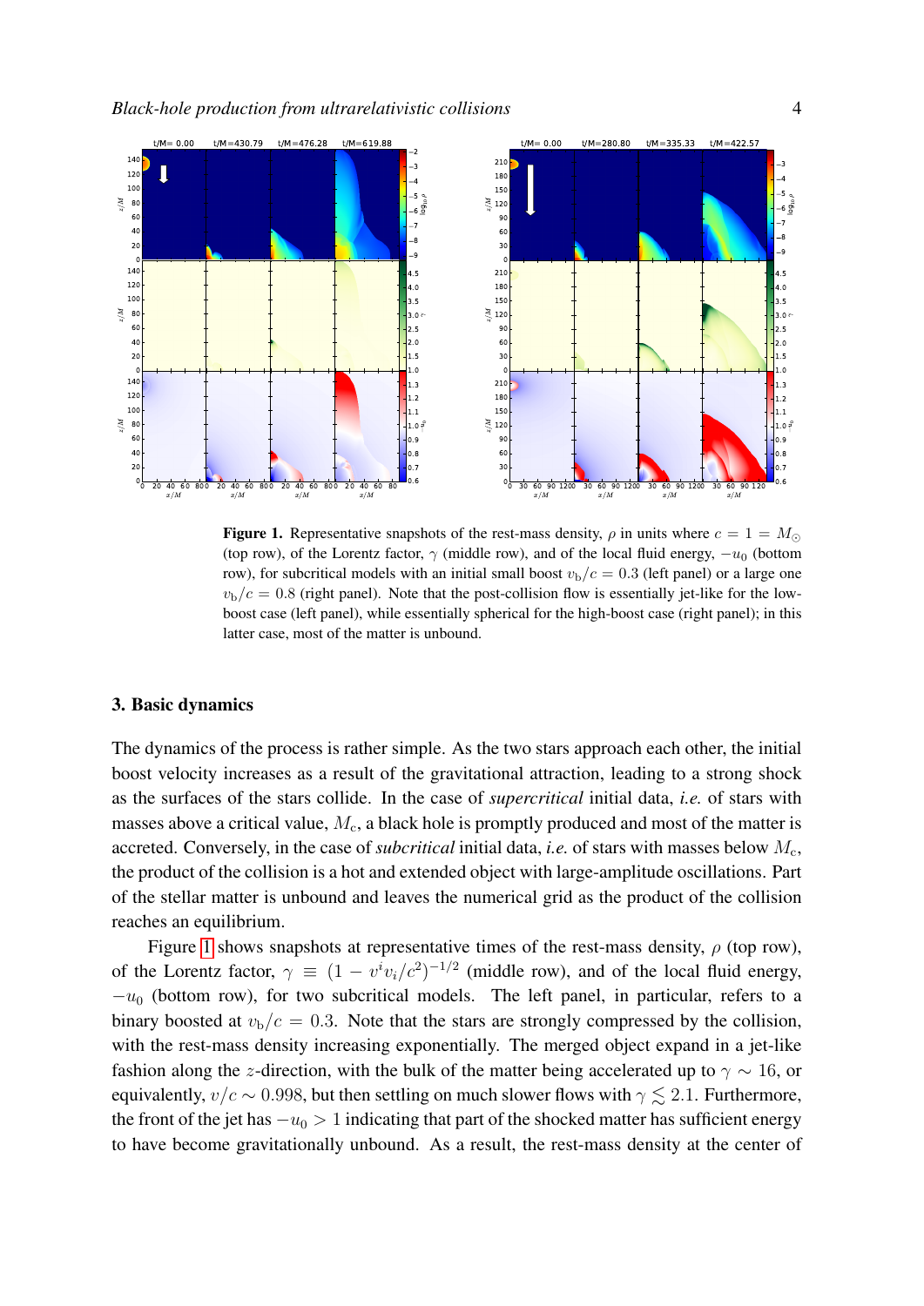**Figure 1.** Representative snapshots of the rest-mass density, $\rho$ in units where $c = 1 = M_\odot$ (top row), of the Lorentz factor, $\gamma$ (middle row), and of the local fluid energy, $-u_0$ (bottom row), for subcritical models with an initial small boost $v_b/c = 0.3$ (left panel) or a large one $v_b/c = 0.8$ (right panel). Note that the post-collision flow is essentially jet-like for the low-boost case (left panel), while essentially spherical for the high-boost case (right panel); in this latter case, most of the matter is unbound.

## 3. Basic dynamics

The dynamics of the process is rather simple. As the two stars approach each other, the initial boost velocity increases as a result of the gravitational attraction, leading to a strong shock as the surfaces of the stars collide. In the case of *supercritical* initial data, *i.e.* of stars with masses above a critical value, $M_c$, a black hole is promptly produced and most of the matter is accreted. Conversely, in the case of *subcritical* initial data, *i.e.* of stars with masses below $M_c$, the product of the collision is a hot and extended object with large-amplitude oscillations. Part of the stellar matter is unbound and leaves the numerical grid as the product of the collision reaches an equilibrium.

Figure 1 shows snapshots at representative times of the rest-mass density, $\rho$ (top row), of the Lorentz factor, $\gamma \equiv (1 - v^i v_i/c^2)^{-1/2}$ (middle row), and of the local fluid energy, $-u_0$ (bottom row), for two subcritical models. The left panel, in particular, refers to a binary boosted at $v_b/c = 0.3$. Note that the stars are strongly compressed by the collision, with the rest-mass density increasing exponentially. The merged object expand in a jet-like fashion along the $z$-direction, with the bulk of the matter being accelerated up to $\gamma \sim 16$, or equivalently, $v/c \sim 0.998$, but then settling on much slower flows with $\gamma \lesssim 2.1$. Furthermore, the front of the jet has $-u_0 > 1$ indicating that part of the shocked matter has sufficient energy to have become gravitationally unbound. As a result, the rest-mass density at the center of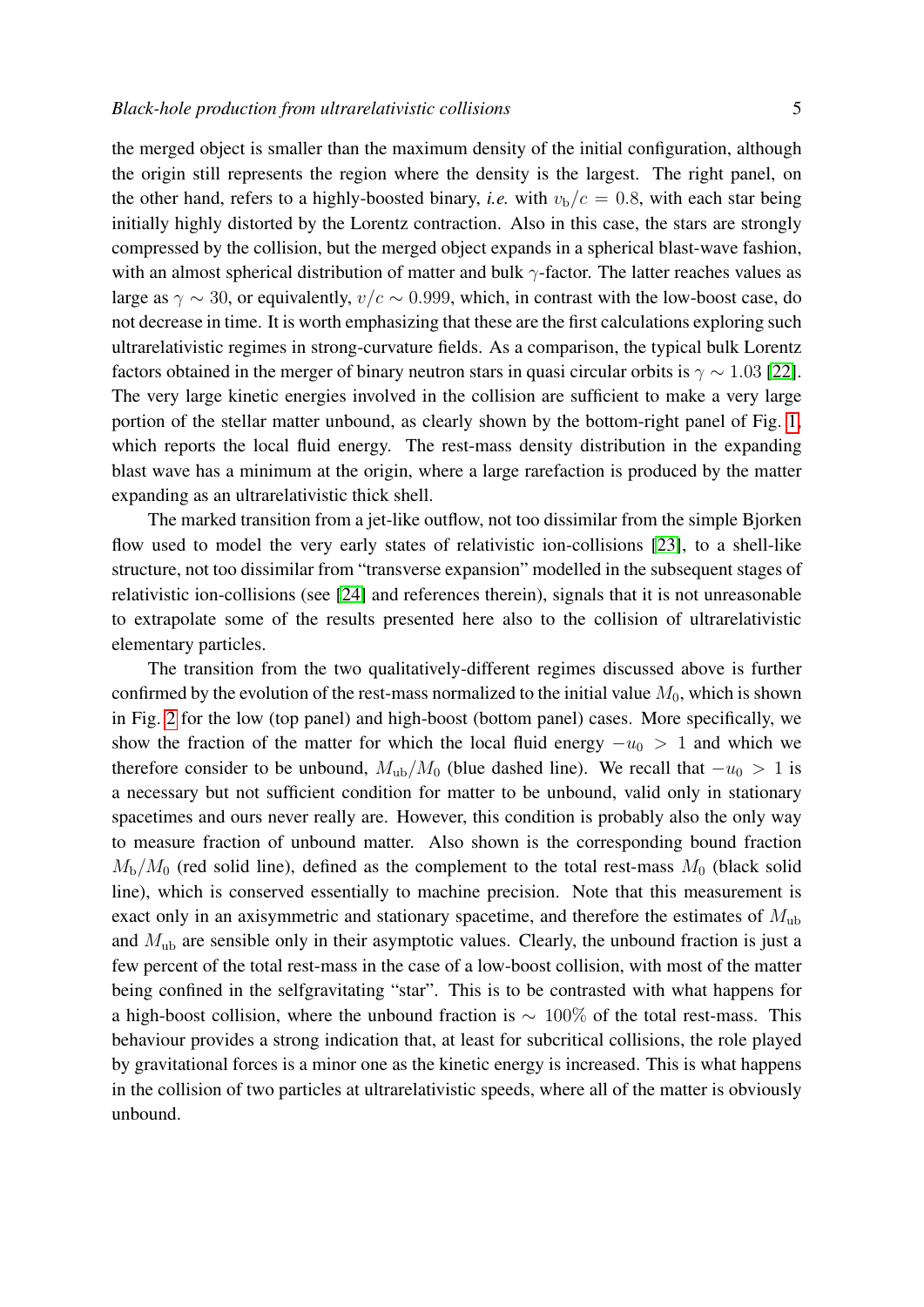the merged object is smaller than the maximum density of the initial configuration, although the origin still represents the region where the density is the largest. The right panel, on the other hand, refers to a highly-boosted binary, *i.e.* with $v_{\rm b}/c = 0.8$, with each star being initially highly distorted by the Lorentz contraction. Also in this case, the stars are strongly compressed by the collision, but the merged object expands in a spherical blast-wave fashion, with an almost spherical distribution of matter and bulk $\gamma$-factor. The latter reaches values as large as $\gamma \sim 30$, or equivalently, $v/c \sim 0.999$, which, in contrast with the low-boost case, do not decrease in time. It is worth emphasizing that these are the first calculations exploring such ultrarelativistic regimes in strong-curvature fields. As a comparison, the typical bulk Lorentz factors obtained in the merger of binary neutron stars in quasi circular orbits is $\gamma \sim 1.03$ [22]. The very large kinetic energies involved in the collision are sufficient to make a very large portion of the stellar matter unbound, as clearly shown by the bottom-right panel of Fig. 1, which reports the local fluid energy. The rest-mass density distribution in the expanding blast wave has a minimum at the origin, where a large rarefaction is produced by the matter expanding as an ultrarelativistic thick shell.

The marked transition from a jet-like outflow, not too dissimilar from the simple Bjorken flow used to model the very early states of relativistic ion-collisions [23], to a shell-like structure, not too dissimilar from "transverse expansion" modelled in the subsequent stages of relativistic ion-collisions (see [24] and references therein), signals that it is not unreasonable to extrapolate some of the results presented here also to the collision of ultrarelativistic elementary particles.

The transition from the two qualitatively-different regimes discussed above is further confirmed by the evolution of the rest-mass normalized to the initial value $M_0$, which is shown in Fig. 2 for the low (top panel) and high-boost (bottom panel) cases. More specifically, we show the fraction of the matter for which the local fluid energy $-u_0 > 1$ and which we therefore consider to be unbound, $M_{\rm ub}/M_0$ (blue dashed line). We recall that $-u_0 > 1$ is a necessary but not sufficient condition for matter to be unbound, valid only in stationary spacetimes and ours never really are. However, this condition is probably also the only way to measure fraction of unbound matter. Also shown is the corresponding bound fraction $M_{\rm b}/M_0$ (red solid line), defined as the complement to the total rest-mass $M_0$ (black solid line), which is conserved essentially to machine precision. Note that this measurement is exact only in an axisymmetric and stationary spacetime, and therefore the estimates of $M_{\rm ub}$ and $M_{\rm ub}$ are sensible only in their asymptotic values. Clearly, the unbound fraction is just a few percent of the total rest-mass in the case of a low-boost collision, with most of the matter being confined in the selfgravitating "star". This is to be contrasted with what happens for a high-boost collision, where the unbound fraction is $\sim 100\%$ of the total rest-mass. This behaviour provides a strong indication that, at least for subcritical collisions, the role played by gravitational forces is a minor one as the kinetic energy is increased. This is what happens in the collision of two particles at ultrarelativistic speeds, where all of the matter is obviously unbound.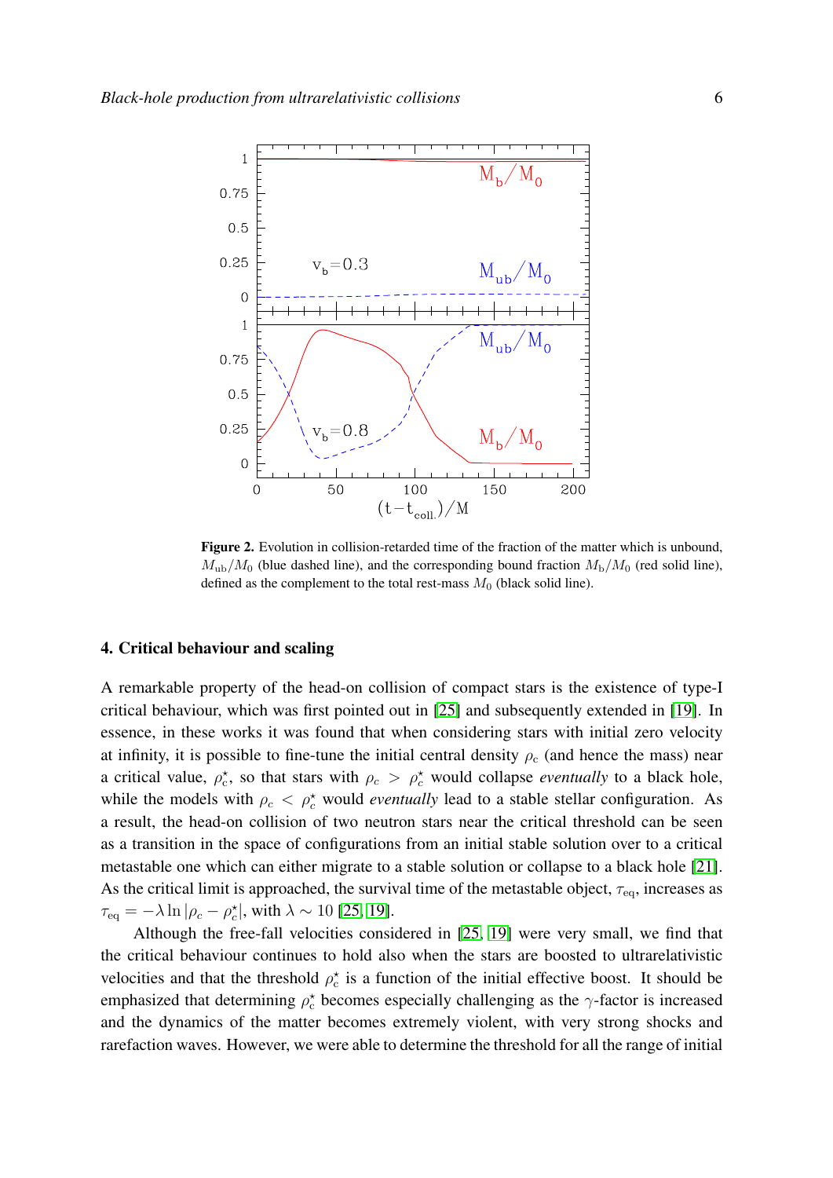**Figure 2.** Evolution in collision-retarded time of the fraction of the matter which is unbound, $M_{\rm ub}/M_0$ (blue dashed line), and the corresponding bound fraction $M_{\rm b}/M_0$ (red solid line), defined as the complement to the total rest-mass $M_0$ (black solid line).

## 4. Critical behaviour and scaling

A remarkable property of the head-on collision of compact stars is the existence of type-I critical behaviour, which was first pointed out in [25] and subsequently extended in [19]. In essence, in these works it was found that when considering stars with initial zero velocity at infinity, it is possible to fine-tune the initial central density $\rho_c$ (and hence the mass) near a critical value, $\rho_c^\star$, so that stars with $\rho_c > \rho_c^\star$ would collapse *eventually* to a black hole, while the models with $\rho_c < \rho_c^\star$ would *eventually* lead to a stable stellar configuration. As a result, the head-on collision of two neutron stars near the critical threshold can be seen as a transition in the space of configurations from an initial stable solution over to a critical metastable one which can either migrate to a stable solution or collapse to a black hole [21]. As the critical limit is approached, the survival time of the metastable object, $\tau_{\rm eq}$, increases as $\tau_{\rm eq} = -\lambda \ln |\rho_c - \rho_c^\star|$, with $\lambda \sim 10$ [25, 19].

Although the free-fall velocities considered in [25, 19] were very small, we find that the critical behaviour continues to hold also when the stars are boosted to ultrarelativistic velocities and that the threshold $\rho_c^\star$ is a function of the initial effective boost. It should be emphasized that determining $\rho_c^\star$ becomes especially challenging as the $\gamma$-factor is increased and the dynamics of the matter becomes extremely violent, with very strong shocks and rarefaction waves. However, we were able to determine the threshold for all the range of initial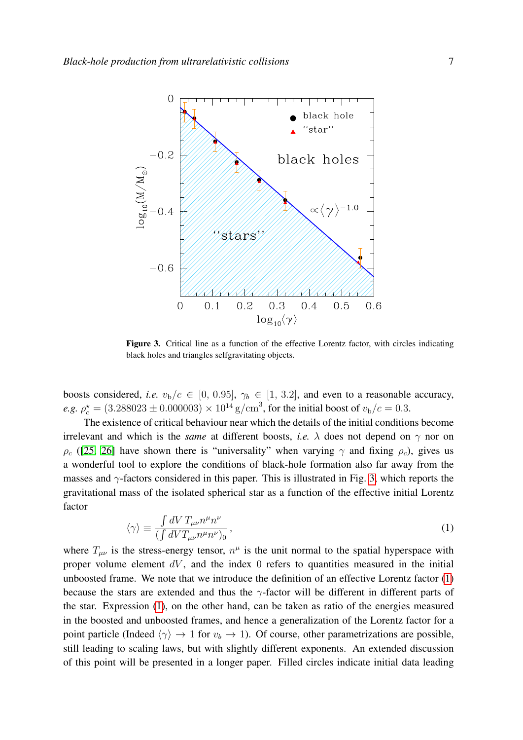**Figure 3.** Critical line as a function of the effective Lorentz factor, with circles indicating black holes and triangles selfgravitating objects.

boosts considered, *i.e.* $v_b/c \in [0, 0.95]$, $\gamma_b \in [1, 3.2]$, and even to a reasonable accuracy, *e.g.* $\rho_c^\star = (3.288023 \pm 0.000003) \times 10^{14}\,\mathrm{g/cm^3}$, for the initial boost of $v_b/c = 0.3$.

The existence of critical behaviour near which the details of the initial conditions become irrelevant and which is the ***same*** at different boosts, *i.e.* $\lambda$ does not depend on $\gamma$ nor on $\rho_c$ ([25, 26] have shown there is "universality" when varying $\gamma$ and fixing $\rho_c$), gives us a wonderful tool to explore the conditions of black-hole formation also far away from the masses and $\gamma$-factors considered in this paper. This is illustrated in Fig. 3, which reports the gravitational mass of the isolated spherical star as a function of the effective initial Lorentz factor

$$\langle\gamma\rangle \equiv \frac{\int dV\, T_{\mu\nu} n^\mu n^\nu}{(\int dV T_{\mu\nu} n^\mu n^\nu)_0}\,, \tag{1}$$

where $T_{\mu\nu}$ is the stress-energy tensor, $n^\mu$ is the unit normal to the spatial hyperspace with proper volume element $dV$, and the index $0$ refers to quantities measured in the initial unboosted frame. We note that we introduce the definition of an effective Lorentz factor (1) because the stars are extended and thus the $\gamma$-factor will be different in different parts of the star. Expression (1), on the other hand, can be taken as ratio of the energies measured in the boosted and unboosted frames, and hence a generalization of the Lorentz factor for a point particle (Indeed $\langle\gamma\rangle \to 1$ for $v_b \to 1$). Of course, other parametrizations are possible, still leading to scaling laws, but with slightly different exponents. An extended discussion of this point will be presented in a longer paper. Filled circles indicate initial data leading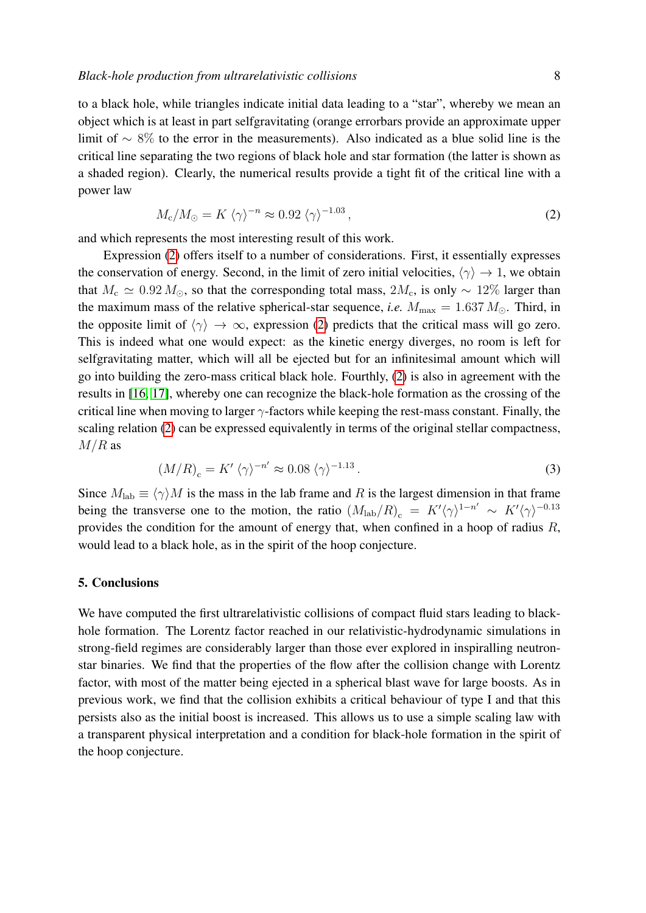to a black hole, while triangles indicate initial data leading to a "star", whereby we mean an object which is at least in part selfgravitating (orange errorbars provide an approximate upper limit of $\sim 8\%$ to the error in the measurements). Also indicated as a blue solid line is the critical line separating the two regions of black hole and star formation (the latter is shown as a shaded region). Clearly, the numerical results provide a tight fit of the critical line with a power law

$$M_{\rm c}/M_{\odot} = K \, \langle\gamma\rangle^{-n} \approx 0.92 \, \langle\gamma\rangle^{-1.03} \,, \tag{2}$$

and which represents the most interesting result of this work.

Expression (2) offers itself to a number of considerations. First, it essentially expresses the conservation of energy. Second, in the limit of zero initial velocities, $\langle\gamma\rangle \to 1$, we obtain that $M_{\rm c} \simeq 0.92\, M_{\odot}$, so that the corresponding total mass, $2M_{\rm c}$, is only $\sim 12\%$ larger than the maximum mass of the relative spherical-star sequence, *i.e.* $M_{\rm max} = 1.637\, M_{\odot}$. Third, in the opposite limit of $\langle\gamma\rangle \to \infty$, expression (2) predicts that the critical mass will go zero. This is indeed what one would expect: as the kinetic energy diverges, no room is left for selfgravitating matter, which will all be ejected but for an infinitesimal amount which will go into building the zero-mass critical black hole. Fourthly, (2) is also in agreement with the results in [16, 17], whereby one can recognize the black-hole formation as the crossing of the critical line when moving to larger $\gamma$-factors while keeping the rest-mass constant. Finally, the scaling relation (2) can be expressed equivalently in terms of the original stellar compactness, $M/R$ as

$$\left(M/R\right)_{\rm c} = K' \, \langle\gamma\rangle^{-n'} \approx 0.08 \, \langle\gamma\rangle^{-1.13} \,. \tag{3}$$

Since $M_{\rm lab} \equiv \langle\gamma\rangle M$ is the mass in the lab frame and $R$ is the largest dimension in that frame being the transverse one to the motion, the ratio $\left(M_{\rm lab}/R\right)_{\rm c} = K'\langle\gamma\rangle^{1-n'} \sim K'\langle\gamma\rangle^{-0.13}$ provides the condition for the amount of energy that, when confined in a hoop of radius $R$, would lead to a black hole, as in the spirit of the hoop conjecture.

## 5. Conclusions

We have computed the first ultrarelativistic collisions of compact fluid stars leading to black-hole formation. The Lorentz factor reached in our relativistic-hydrodynamic simulations in strong-field regimes are considerably larger than those ever explored in inspiralling neutron-star binaries. We find that the properties of the flow after the collision change with Lorentz factor, with most of the matter being ejected in a spherical blast wave for large boosts. As in previous work, we find that the collision exhibits a critical behaviour of type I and that this persists also as the initial boost is increased. This allows us to use a simple scaling law with a transparent physical interpretation and a condition for black-hole formation in the spirit of the hoop conjecture.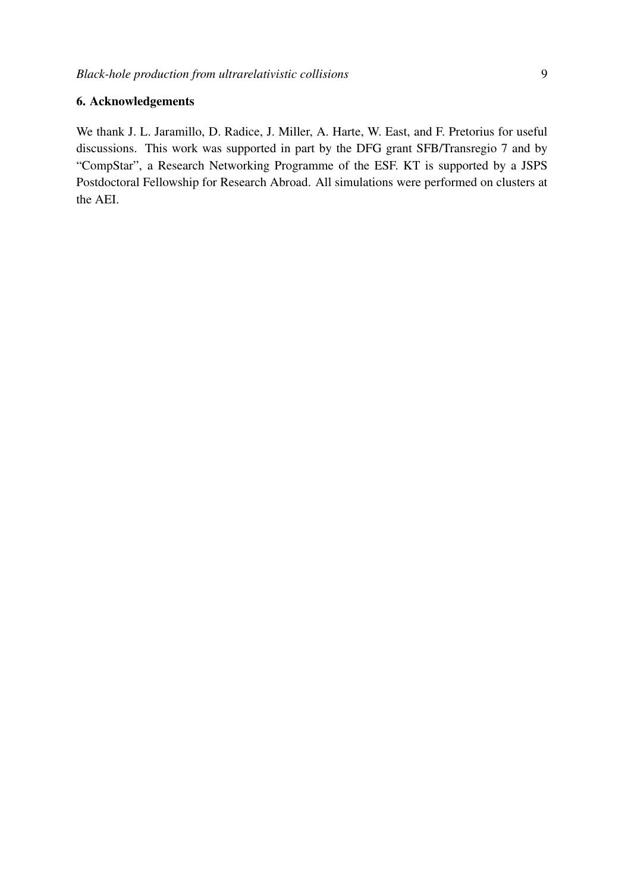## 6. Acknowledgements

We thank J. L. Jaramillo, D. Radice, J. Miller, A. Harte, W. East, and F. Pretorius for useful discussions. This work was supported in part by the DFG grant SFB/Transregio 7 and by "CompStar", a Research Networking Programme of the ESF. KT is supported by a JSPS Postdoctoral Fellowship for Research Abroad. All simulations were performed on clusters at the AEI.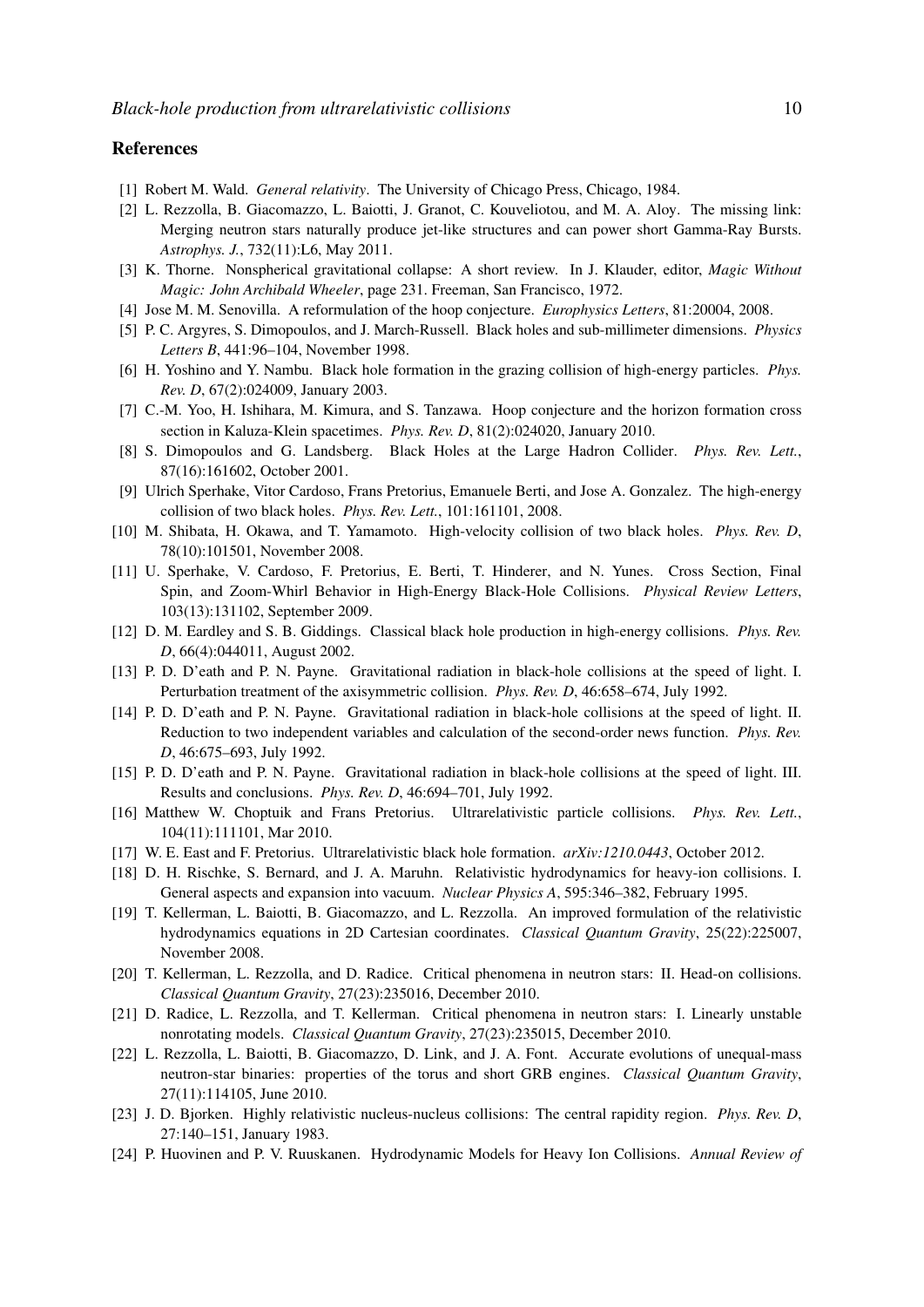## References

[1] Robert M. Wald. *General relativity*. The University of Chicago Press, Chicago, 1984.

[2] L. Rezzolla, B. Giacomazzo, L. Baiotti, J. Granot, C. Kouveliotou, and M. A. Aloy. The missing link: Merging neutron stars naturally produce jet-like structures and can power short Gamma-Ray Bursts. *Astrophys. J.*, 732(11):L6, May 2011.

[3] K. Thorne. Nonspherical gravitational collapse: A short review. In J. Klauder, editor, *Magic Without Magic: John Archibald Wheeler*, page 231. Freeman, San Francisco, 1972.

[4] Jose M. M. Senovilla. A reformulation of the hoop conjecture. *Europhysics Letters*, 81:20004, 2008.

[5] P. C. Argyres, S. Dimopoulos, and J. March-Russell. Black holes and sub-millimeter dimensions. *Physics Letters B*, 441:96–104, November 1998.

[6] H. Yoshino and Y. Nambu. Black hole formation in the grazing collision of high-energy particles. *Phys. Rev. D*, 67(2):024009, January 2003.

[7] C.-M. Yoo, H. Ishihara, M. Kimura, and S. Tanzawa. Hoop conjecture and the horizon formation cross section in Kaluza-Klein spacetimes. *Phys. Rev. D*, 81(2):024020, January 2010.

[8] S. Dimopoulos and G. Landsberg. Black Holes at the Large Hadron Collider. *Phys. Rev. Lett.*, 87(16):161602, October 2001.

[9] Ulrich Sperhake, Vitor Cardoso, Frans Pretorius, Emanuele Berti, and Jose A. Gonzalez. The high-energy collision of two black holes. *Phys. Rev. Lett.*, 101:161101, 2008.

[10] M. Shibata, H. Okawa, and T. Yamamoto. High-velocity collision of two black holes. *Phys. Rev. D*, 78(10):101501, November 2008.

[11] U. Sperhake, V. Cardoso, F. Pretorius, E. Berti, T. Hinderer, and N. Yunes. Cross Section, Final Spin, and Zoom-Whirl Behavior in High-Energy Black-Hole Collisions. *Physical Review Letters*, 103(13):131102, September 2009.

[12] D. M. Eardley and S. B. Giddings. Classical black hole production in high-energy collisions. *Phys. Rev. D*, 66(4):044011, August 2002.

[13] P. D. D'eath and P. N. Payne. Gravitational radiation in black-hole collisions at the speed of light. I. Perturbation treatment of the axisymmetric collision. *Phys. Rev. D*, 46:658–674, July 1992.

[14] P. D. D'eath and P. N. Payne. Gravitational radiation in black-hole collisions at the speed of light. II. Reduction to two independent variables and calculation of the second-order news function. *Phys. Rev. D*, 46:675–693, July 1992.

[15] P. D. D'eath and P. N. Payne. Gravitational radiation in black-hole collisions at the speed of light. III. Results and conclusions. *Phys. Rev. D*, 46:694–701, July 1992.

[16] Matthew W. Choptuik and Frans Pretorius. Ultrarelativistic particle collisions. *Phys. Rev. Lett.*, 104(11):111101, Mar 2010.

[17] W. E. East and F. Pretorius. Ultrarelativistic black hole formation. *arXiv:1210.0443*, October 2012.

[18] D. H. Rischke, S. Bernard, and J. A. Maruhn. Relativistic hydrodynamics for heavy-ion collisions. I. General aspects and expansion into vacuum. *Nuclear Physics A*, 595:346–382, February 1995.

[19] T. Kellerman, L. Baiotti, B. Giacomazzo, and L. Rezzolla. An improved formulation of the relativistic hydrodynamics equations in 2D Cartesian coordinates. *Classical Quantum Gravity*, 25(22):225007, November 2008.

[20] T. Kellerman, L. Rezzolla, and D. Radice. Critical phenomena in neutron stars: II. Head-on collisions. *Classical Quantum Gravity*, 27(23):235016, December 2010.

[21] D. Radice, L. Rezzolla, and T. Kellerman. Critical phenomena in neutron stars: I. Linearly unstable nonrotating models. *Classical Quantum Gravity*, 27(23):235015, December 2010.

[22] L. Rezzolla, L. Baiotti, B. Giacomazzo, D. Link, and J. A. Font. Accurate evolutions of unequal-mass neutron-star binaries: properties of the torus and short GRB engines. *Classical Quantum Gravity*, 27(11):114105, June 2010.

[23] J. D. Bjorken. Highly relativistic nucleus-nucleus collisions: The central rapidity region. *Phys. Rev. D*, 27:140–151, January 1983.

[24] P. Huovinen and P. V. Ruuskanen. Hydrodynamic Models for Heavy Ion Collisions. *Annual Review of*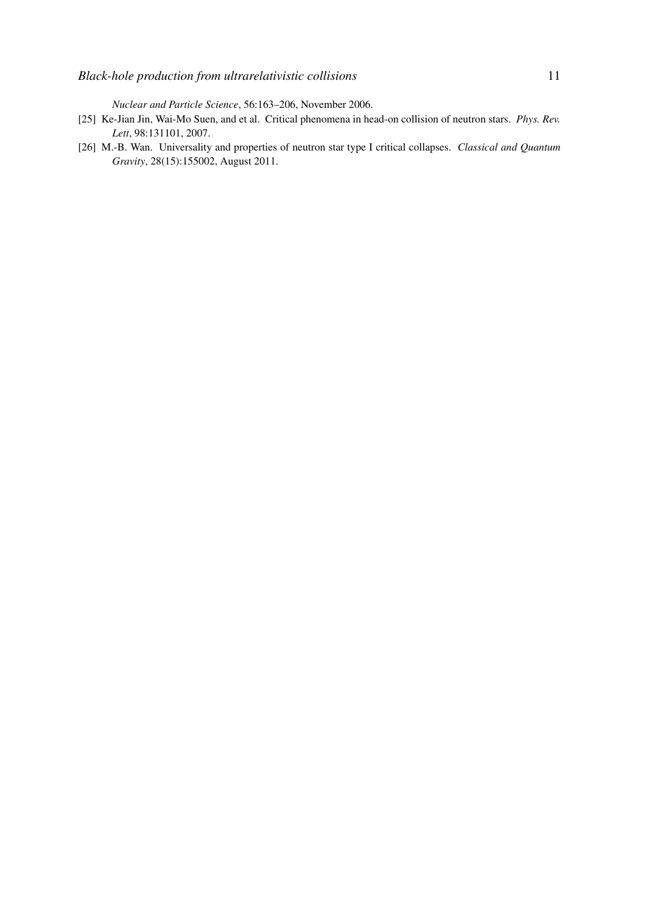*Nuclear and Particle Science*, 56:163–206, November 2006.

[25] Ke-Jian Jin, Wai-Mo Suen, and et al. Critical phenomena in head-on collision of neutron stars. *Phys. Rev. Lett*, 98:131101, 2007.

[26] M.-B. Wan. Universality and properties of neutron star type I critical collapses. *Classical and Quantum Gravity*, 28(15):155002, August 2011.